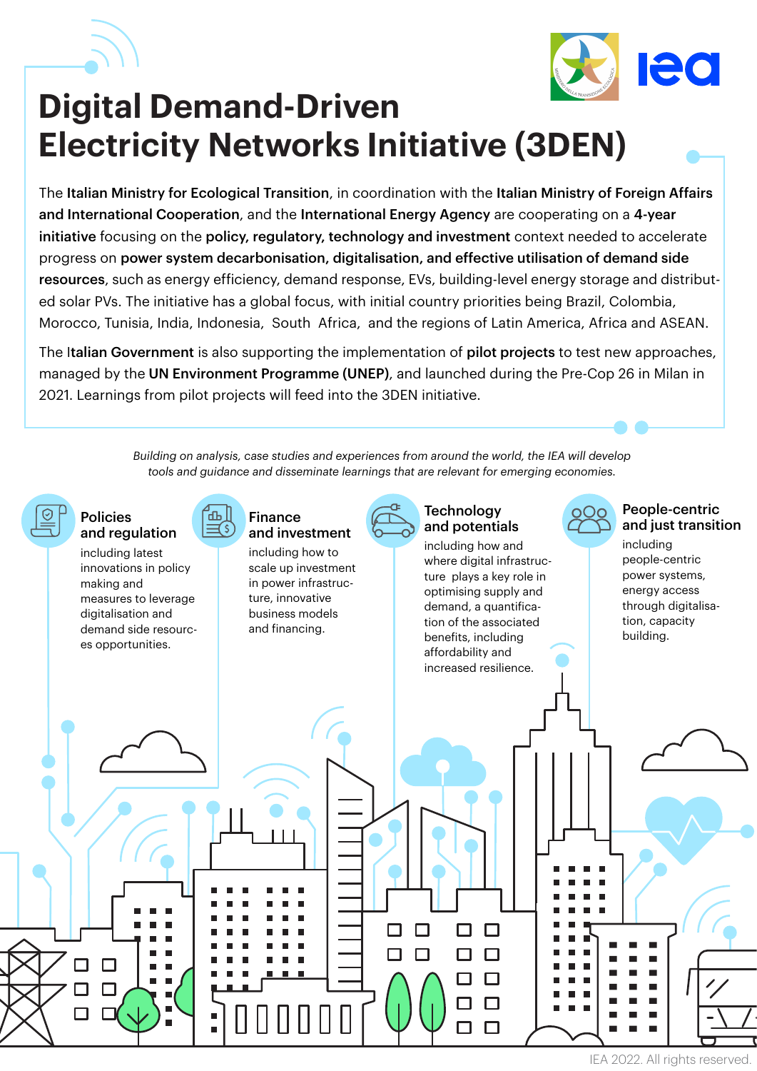# Digital Demand-Driven Electricity Networks Initiative (3DEN)

The **Italian Ministry for Ecological Transition**, in coordination with the **Italian Ministry of Foreign Affairs and International Cooperation**, and the **International Energy Agency** are cooperating on a **4-year initiative** focusing on the **policy, regulatory, technology and investment** context needed to accelerate progress on **power system decarbonisation, digitalisation, and effective utilisation of demand side resources**, such as energy efficiency, demand response, EVs, building-level energy storage and distributed solar PVs. The initiative has a global focus, with initial country priorities being Brazil, Colombia, Morocco, Tunisia, India, Indonesia, South Africa, and the regions of Latin America, Africa and ASEAN.

The **Italian Government** is also supporting the implementation of **pilot projects** to test new approaches, managed by the **UN Environment Programme (UNEP)**, and launched during the Pre-Cop 26 in Milan in 2021. Learnings from pilot projects will feed into the 3DEN initiative.

*Building on analysis, case studies and experiences from around the world, the IEA will develop tools and guidance and disseminate learnings that are relevant for emerging economies.*

### Policies and regulation

including latest innovations in policy making and measures to leverage digitalisation and demand side resources opportunities.

### Finance and investment

including how to scale up investment in power infrastructure, innovative business models and financing.

### Technology and potentials

including how and where digital infrastructure plays a key role in optimising supply and demand, a quantification of the associated benefits, including affordability and increased resilience.

### People-centric and just transition

including people-centric power systems, energy access through digitalisation, capacity building.

IEA 2022. All rights reserved.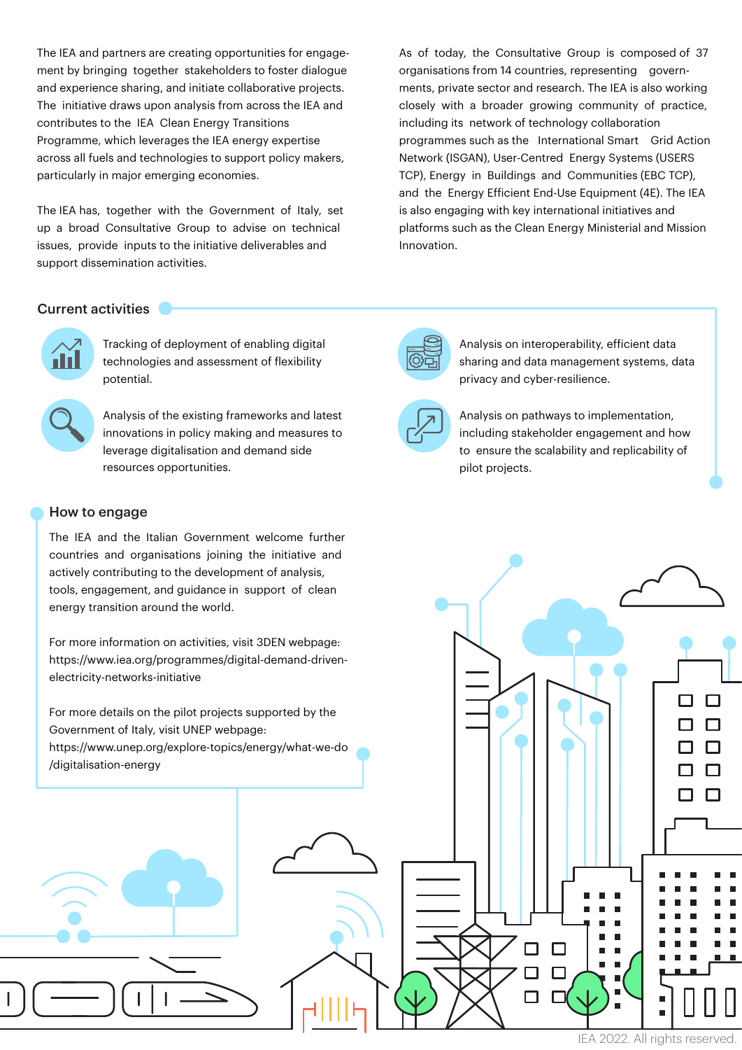The IEA and partners are creating opportunities for engagement by bringing together stakeholders to foster dialogue and experience sharing, and initiate collaborative projects. The initiative draws upon analysis from across the IEA and contributes to the IEA Clean Energy Transitions Programme, which leverages the IEA energy expertise across all fuels and technologies to support policy makers, particularly in major emerging economies.

The IEA has, together with the Government of Italy, set up a broad Consultative Group to advise on technical issues, provide inputs to the initiative deliverables and support dissemination activities.

As of today, the Consultative Group is composed of 37 organisations from 14 countries, representing governments, private sector and research. The IEA is also working closely with a broader growing community of practice, including its network of technology collaboration programmes such as the International Smart Grid Action Network (ISGAN), User-Centred Energy Systems (USERS TCP), Energy in Buildings and Communities (EBC TCP), and the Energy Efficient End-Use Equipment (4E). The IEA is also engaging with key international initiatives and platforms such as the Clean Energy Ministerial and Mission Innovation.

## Current activities

- Tracking of deployment of enabling digital technologies and assessment of flexibility potential.
- Analysis of the existing frameworks and latest innovations in policy making and measures to leverage digitalisation and demand side resources opportunities.
- Analysis on interoperability, efficient data sharing and data management systems, data privacy and cyber-resilience.
- Analysis on pathways to implementation, including stakeholder engagement and how to ensure the scalability and replicability of pilot projects.

## How to engage

The IEA and the Italian Government welcome further countries and organisations joining the initiative and actively contributing to the development of analysis, tools, engagement, and guidance in support of clean energy transition around the world.

For more information on activities, visit 3DEN webpage: https://www.iea.org/programmes/digital-demand-driven-electricity-networks-initiative

For more details on the pilot projects supported by the Government of Italy, visit UNEP webpage: https://www.unep.org/explore-topics/energy/what-we-do/digitalisation-energy

IEA 2022. All rights reserved.